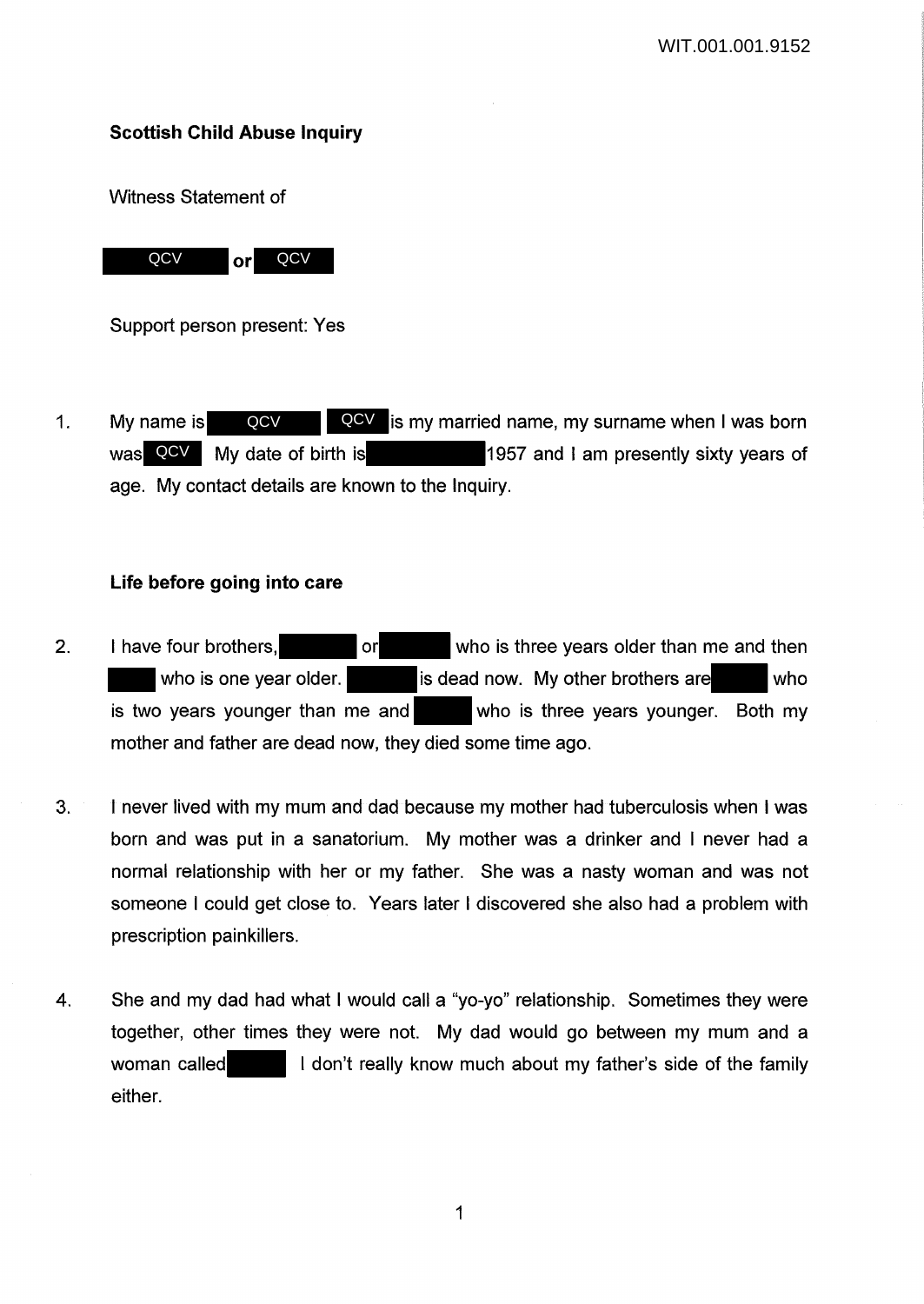**Scottish Child Abuse Inquiry**

Witness Statement of

QCV or QCV

Support person present: Yes

1. My name is QCV QCV is my married name, my surname when I was born was QCV My date of birth is 1957 and I am presently sixty years of age. My contact details are known to the Inquiry.

**Life before going into care**

2. I have four brothers, or who is three years older than me and then who is one year older. is dead now. My other brothers are who is two years younger than me and who is three years younger. Both my mother and father are dead now, they died some time ago.

3. I never lived with my mum and dad because my mother had tuberculosis when I was born and was put in a sanatorium. My mother was a drinker and I never had a normal relationship with her or my father. She was a nasty woman and was not someone I could get close to. Years later I discovered she also had a problem with prescription painkillers.

4. She and my dad had what I would call a "yo-yo" relationship. Sometimes they were together, other times they were not. My dad would go between my mum and a woman called I don't really know much about my father's side of the family either.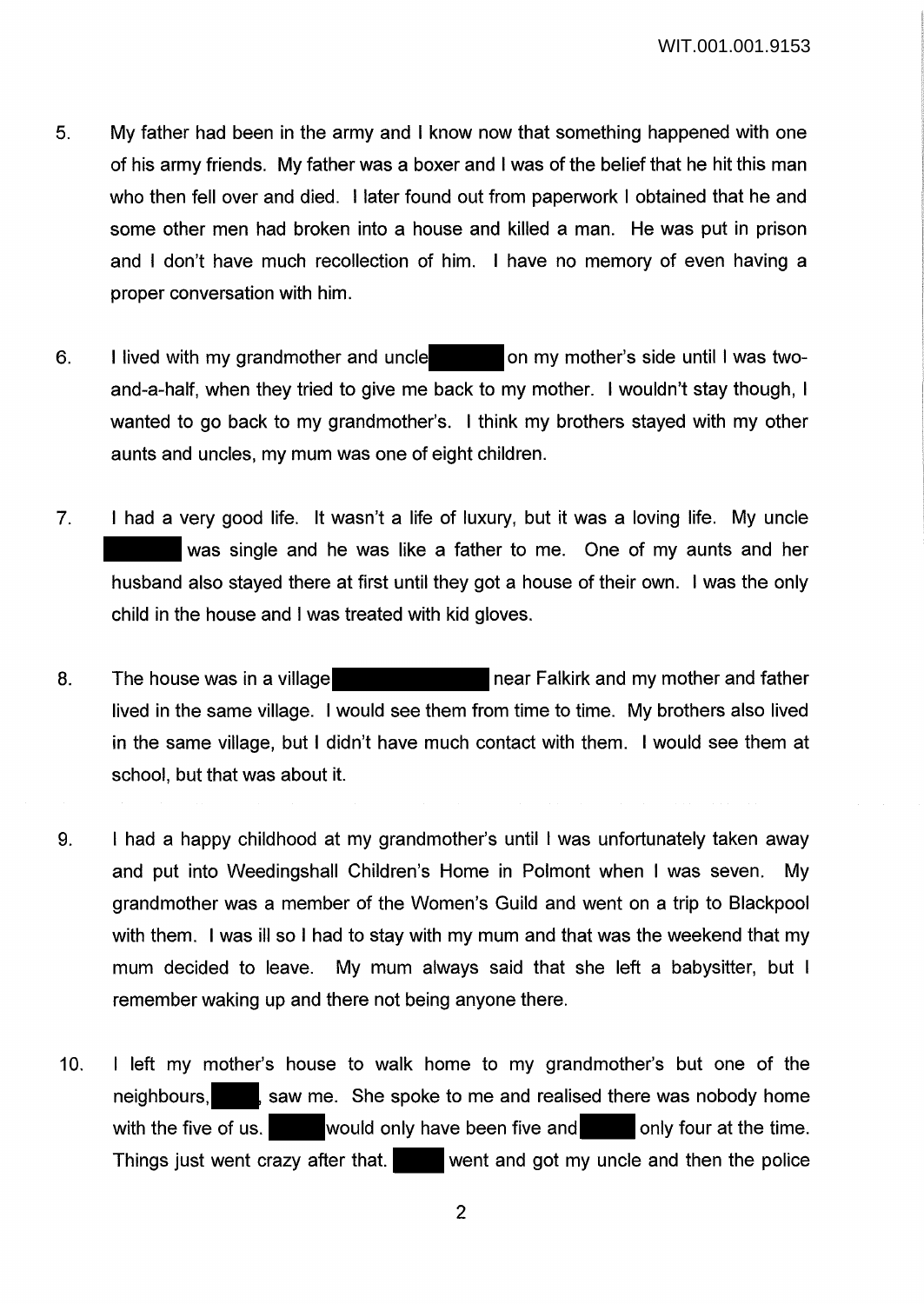5. My father had been in the army and I know now that something happened with one of his army friends. My father was a boxer and I was of the belief that he hit this man who then fell over and died. I later found out from paperwork I obtained that he and some other men had broken into a house and killed a man. He was put in prison and I don't have much recollection of him. I have no memory of even having a proper conversation with him.

6. I lived with my grandmother and uncle on my mother's side until I was two-and-a-half, when they tried to give me back to my mother. I wouldn't stay though, I wanted to go back to my grandmother's. I think my brothers stayed with my other aunts and uncles, my mum was one of eight children.

7. I had a very good life. It wasn't a life of luxury, but it was a loving life. My uncle was single and he was like a father to me. One of my aunts and her husband also stayed there at first until they got a house of their own. I was the only child in the house and I was treated with kid gloves.

8. The house was in a village near Falkirk and my mother and father lived in the same village. I would see them from time to time. My brothers also lived in the same village, but I didn't have much contact with them. I would see them at school, but that was about it.

9. I had a happy childhood at my grandmother's until I was unfortunately taken away and put into Weedingshall Children's Home in Polmont when I was seven. My grandmother was a member of the Women's Guild and went on a trip to Blackpool with them. I was ill so I had to stay with my mum and that was the weekend that my mum decided to leave. My mum always said that she left a babysitter, but I remember waking up and there not being anyone there.

10. I left my mother's house to walk home to my grandmother's but one of the neighbours, , saw me. She spoke to me and realised there was nobody home with the five of us. would only have been five and only four at the time. Things just went crazy after that. went and got my uncle and then the police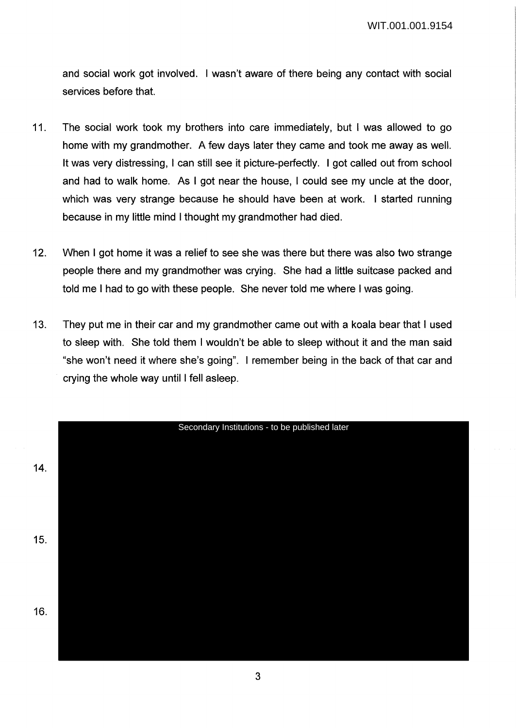and social work got involved. I wasn't aware of there being any contact with social services before that.

11. The social work took my brothers into care immediately, but I was allowed to go home with my grandmother. A few days later they came and took me away as well. It was very distressing, I can still see it picture-perfectly. I got called out from school and had to walk home. As I got near the house, I could see my uncle at the door, which was very strange because he should have been at work. I started running because in my little mind I thought my grandmother had died.

12. When I got home it was a relief to see she was there but there was also two strange people there and my grandmother was crying. She had a little suitcase packed and told me I had to go with these people. She never told me where I was going.

13. They put me in their car and my grandmother came out with a koala bear that I used to sleep with. She told them I wouldn't be able to sleep without it and the man said "she won't need it where she's going". I remember being in the back of that car and crying the whole way until I fell asleep.

Secondary Institutions - to be published later

14.

15.

16.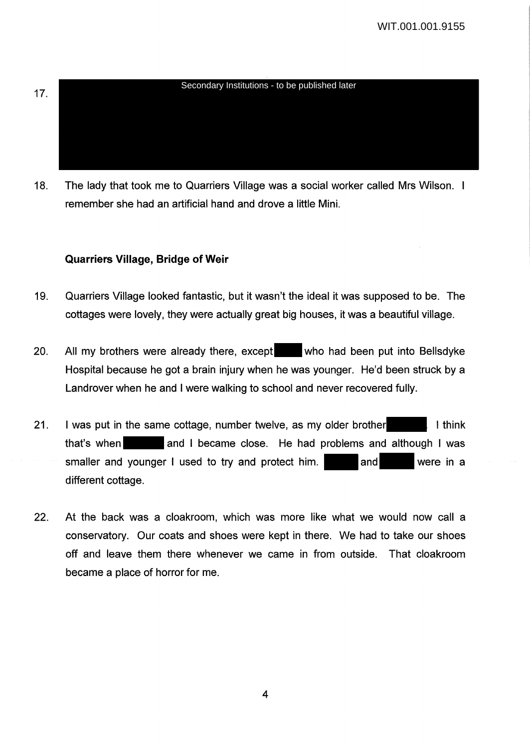17. Secondary Institutions - to be published later

18. The lady that took me to Quarriers Village was a social worker called Mrs Wilson. I remember she had an artificial hand and drove a little Mini.

**Quarriers Village, Bridge of Weir**

19. Quarriers Village looked fantastic, but it wasn't the ideal it was supposed to be. The cottages were lovely, they were actually great big houses, it was a beautiful village.

20. All my brothers were already there, except who had been put into Bellsdyke Hospital because he got a brain injury when he was younger. He'd been struck by a Landrover when he and I were walking to school and never recovered fully.

21. I was put in the same cottage, number twelve, as my older brother . I think that's when and I became close. He had problems and although I was smaller and younger I used to try and protect him. and were in a different cottage.

22. At the back was a cloakroom, which was more like what we would now call a conservatory. Our coats and shoes were kept in there. We had to take our shoes off and leave them there whenever we came in from outside. That cloakroom became a place of horror for me.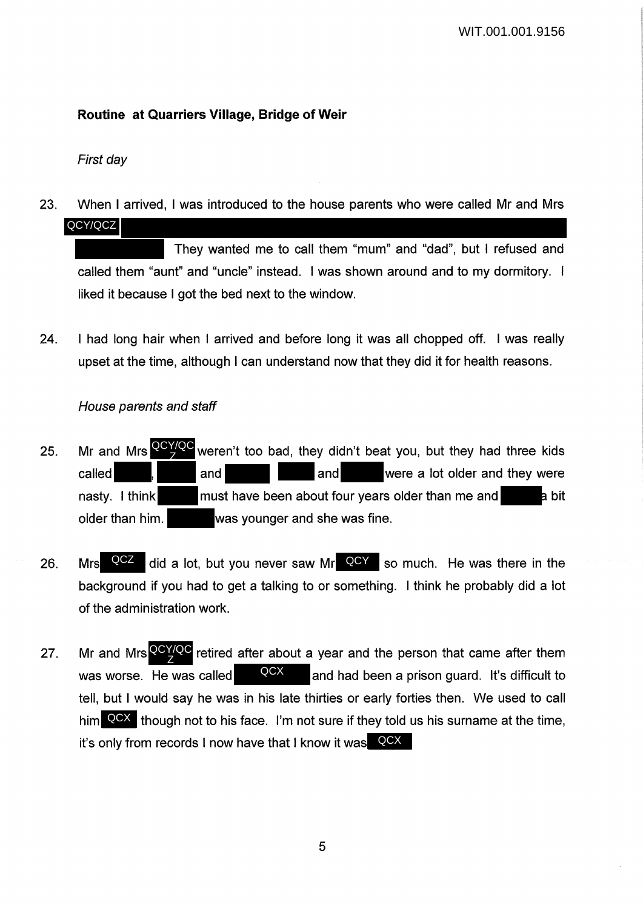**Routine at Quarriers Village, Bridge of Weir**

*First day*

23. When I arrived, I was introduced to the house parents who were called Mr and Mrs QCY/QCZ They wanted me to call them "mum" and "dad", but I refused and called them "aunt" and "uncle" instead. I was shown around and to my dormitory. I liked it because I got the bed next to the window.

24. I had long hair when I arrived and before long it was all chopped off. I was really upset at the time, although I can understand now that they did it for health reasons.

*House parents and staff*

25. Mr and Mrs QCY/QCZ weren't too bad, they didn't beat you, but they had three kids called , and and were a lot older and they were nasty. I think must have been about four years older than me and a bit older than him. was younger and she was fine.

26. Mrs QCZ did a lot, but you never saw Mr QCY so much. He was there in the background if you had to get a talking to or something. I think he probably did a lot of the administration work.

27. Mr and Mrs QCY/QCZ retired after about a year and the person that came after them was worse. He was called QCX and had been a prison guard. It's difficult to tell, but I would say he was in his late thirties or early forties then. We used to call him QCX though not to his face. I'm not sure if they told us his surname at the time, it's only from records I now have that I know it was QCX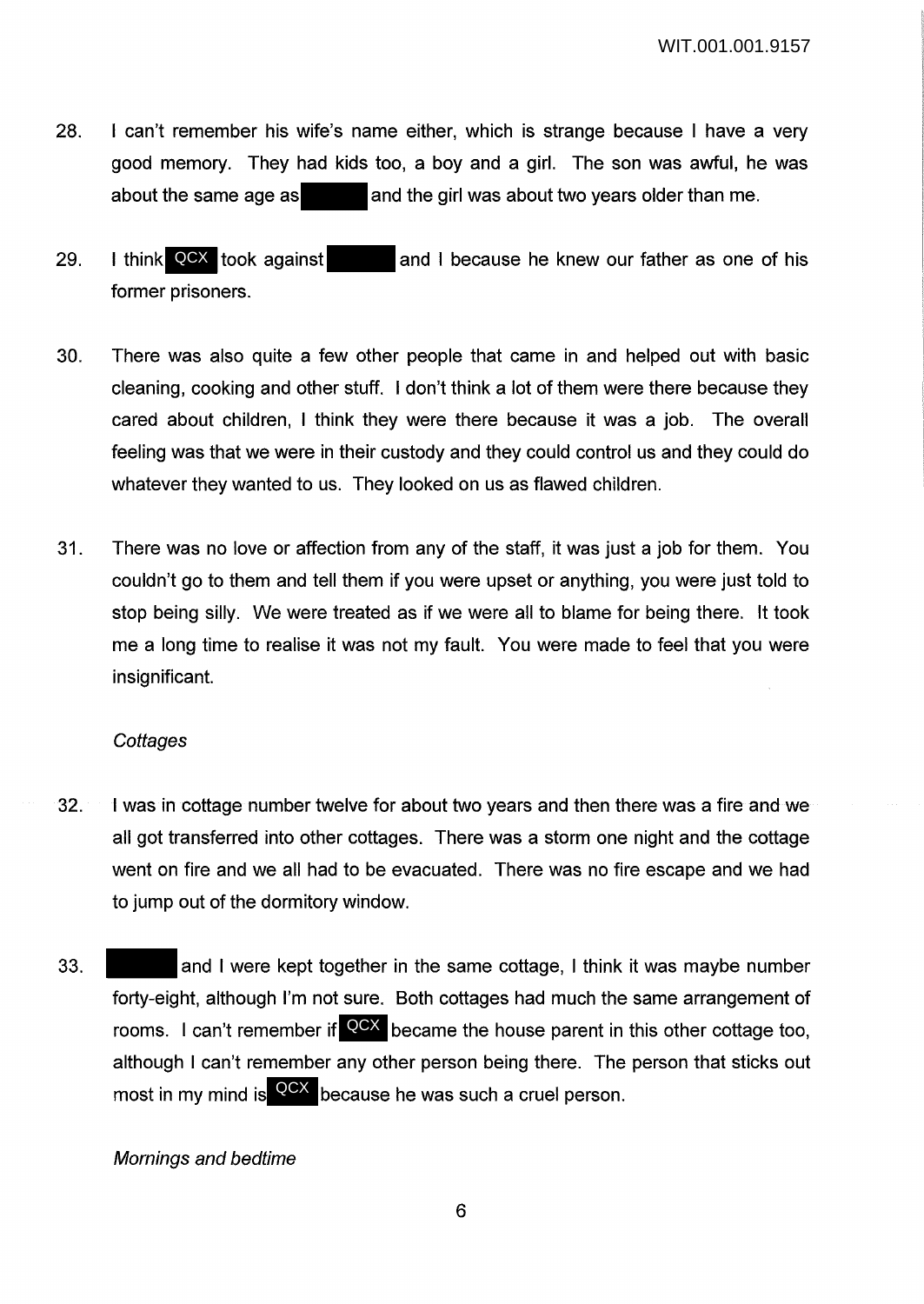28. I can't remember his wife's name either, which is strange because I have a very good memory. They had kids too, a boy and a girl. The son was awful, he was about the same age as [redacted] and the girl was about two years older than me.

29. I think QCX took against [redacted] and I because he knew our father as one of his former prisoners.

30. There was also quite a few other people that came in and helped out with basic cleaning, cooking and other stuff. I don't think a lot of them were there because they cared about children, I think they were there because it was a job. The overall feeling was that we were in their custody and they could control us and they could do whatever they wanted to us. They looked on us as flawed children.

31. There was no love or affection from any of the staff, it was just a job for them. You couldn't go to them and tell them if you were upset or anything, you were just told to stop being silly. We were treated as if we were all to blame for being there. It took me a long time to realise it was not my fault. You were made to feel that you were insignificant.

*Cottages*

32. I was in cottage number twelve for about two years and then there was a fire and we all got transferred into other cottages. There was a storm one night and the cottage went on fire and we all had to be evacuated. There was no fire escape and we had to jump out of the dormitory window.

33. [redacted] and I were kept together in the same cottage, I think it was maybe number forty-eight, although I'm not sure. Both cottages had much the same arrangement of rooms. I can't remember if QCX became the house parent in this other cottage too, although I can't remember any other person being there. The person that sticks out most in my mind is QCX because he was such a cruel person.

*Mornings and bedtime*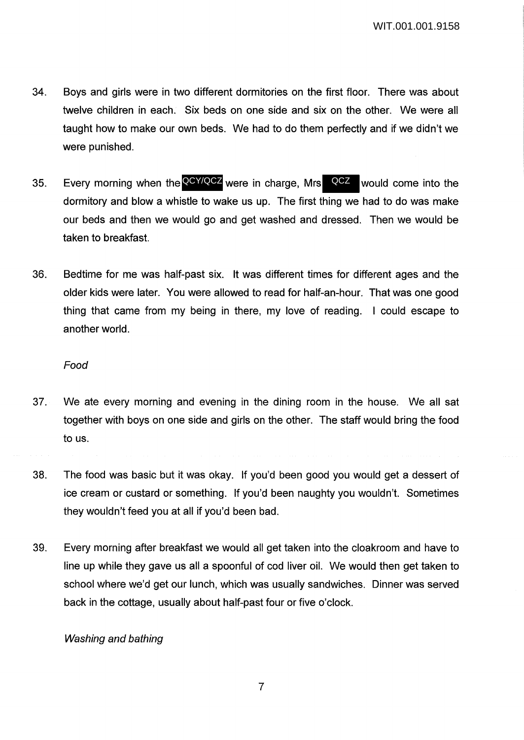34. Boys and girls were in two different dormitories on the first floor. There was about twelve children in each. Six beds on one side and six on the other. We were all taught how to make our own beds. We had to do them perfectly and if we didn't we were punished.

35. Every morning when the QCY/QCZ were in charge, Mrs QCZ would come into the dormitory and blow a whistle to wake us up. The first thing we had to do was make our beds and then we would go and get washed and dressed. Then we would be taken to breakfast.

36. Bedtime for me was half-past six. It was different times for different ages and the older kids were later. You were allowed to read for half-an-hour. That was one good thing that came from my being in there, my love of reading. I could escape to another world.

*Food*

37. We ate every morning and evening in the dining room in the house. We all sat together with boys on one side and girls on the other. The staff would bring the food to us.

38. The food was basic but it was okay. If you'd been good you would get a dessert of ice cream or custard or something. If you'd been naughty you wouldn't. Sometimes they wouldn't feed you at all if you'd been bad.

39. Every morning after breakfast we would all get taken into the cloakroom and have to line up while they gave us all a spoonful of cod liver oil. We would then get taken to school where we'd get our lunch, which was usually sandwiches. Dinner was served back in the cottage, usually about half-past four or five o'clock.

*Washing and bathing*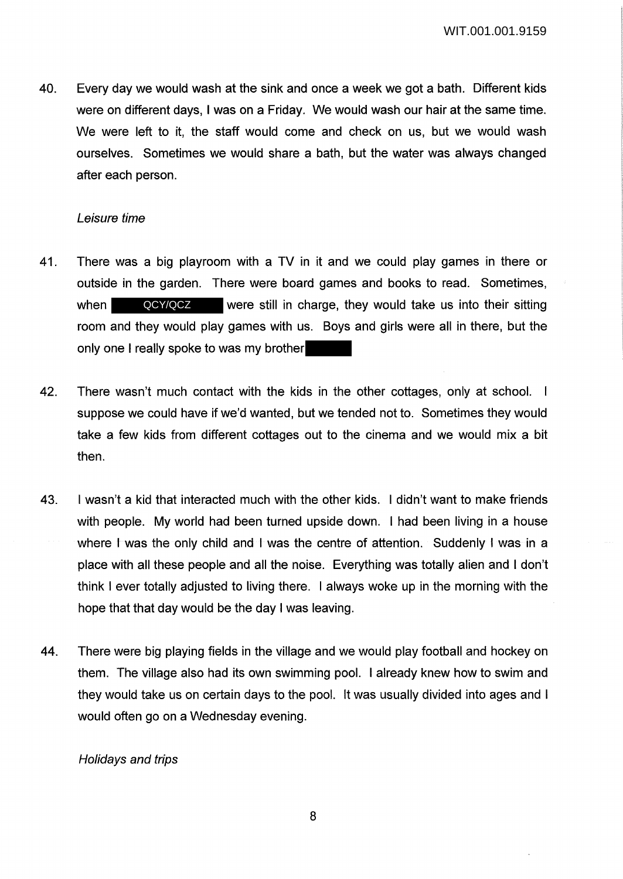40. Every day we would wash at the sink and once a week we got a bath. Different kids were on different days, I was on a Friday. We would wash our hair at the same time. We were left to it, the staff would come and check on us, but we would wash ourselves. Sometimes we would share a bath, but the water was always changed after each person.

*Leisure time*

41. There was a big playroom with a TV in it and we could play games in there or outside in the garden. There were board games and books to read. Sometimes, when QCY/QCZ were still in charge, they would take us into their sitting room and they would play games with us. Boys and girls were all in there, but the only one I really spoke to was my brother

42. There wasn't much contact with the kids in the other cottages, only at school. I suppose we could have if we'd wanted, but we tended not to. Sometimes they would take a few kids from different cottages out to the cinema and we would mix a bit then.

43. I wasn't a kid that interacted much with the other kids. I didn't want to make friends with people. My world had been turned upside down. I had been living in a house where I was the only child and I was the centre of attention. Suddenly I was in a place with all these people and all the noise. Everything was totally alien and I don't think I ever totally adjusted to living there. I always woke up in the morning with the hope that that day would be the day I was leaving.

44. There were big playing fields in the village and we would play football and hockey on them. The village also had its own swimming pool. I already knew how to swim and they would take us on certain days to the pool. It was usually divided into ages and I would often go on a Wednesday evening.

*Holidays and trips*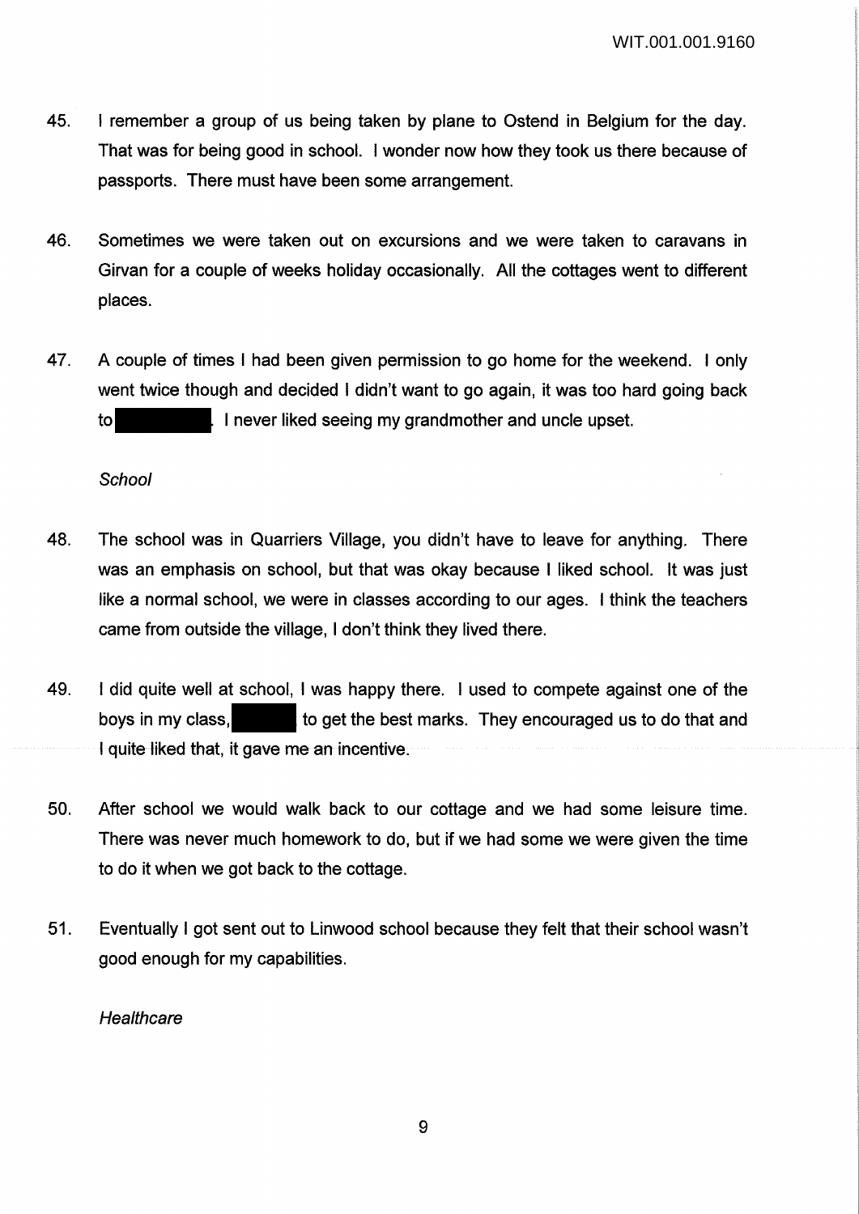45. I remember a group of us being taken by plane to Ostend in Belgium for the day. That was for being good in school. I wonder now how they took us there because of passports. There must have been some arrangement.

46. Sometimes we were taken out on excursions and we were taken to caravans in Girvan for a couple of weeks holiday occasionally. All the cottages went to different places.

47. A couple of times I had been given permission to go home for the weekend. I only went twice though and decided I didn't want to go again, it was too hard going back to [REDACTED]. I never liked seeing my grandmother and uncle upset.

*School*

48. The school was in Quarriers Village, you didn't have to leave for anything. There was an emphasis on school, but that was okay because I liked school. It was just like a normal school, we were in classes according to our ages. I think the teachers came from outside the village, I don't think they lived there.

49. I did quite well at school, I was happy there. I used to compete against one of the boys in my class, [REDACTED] to get the best marks. They encouraged us to do that and I quite liked that, it gave me an incentive.

50. After school we would walk back to our cottage and we had some leisure time. There was never much homework to do, but if we had some we were given the time to do it when we got back to the cottage.

51. Eventually I got sent out to Linwood school because they felt that their school wasn't good enough for my capabilities.

*Healthcare*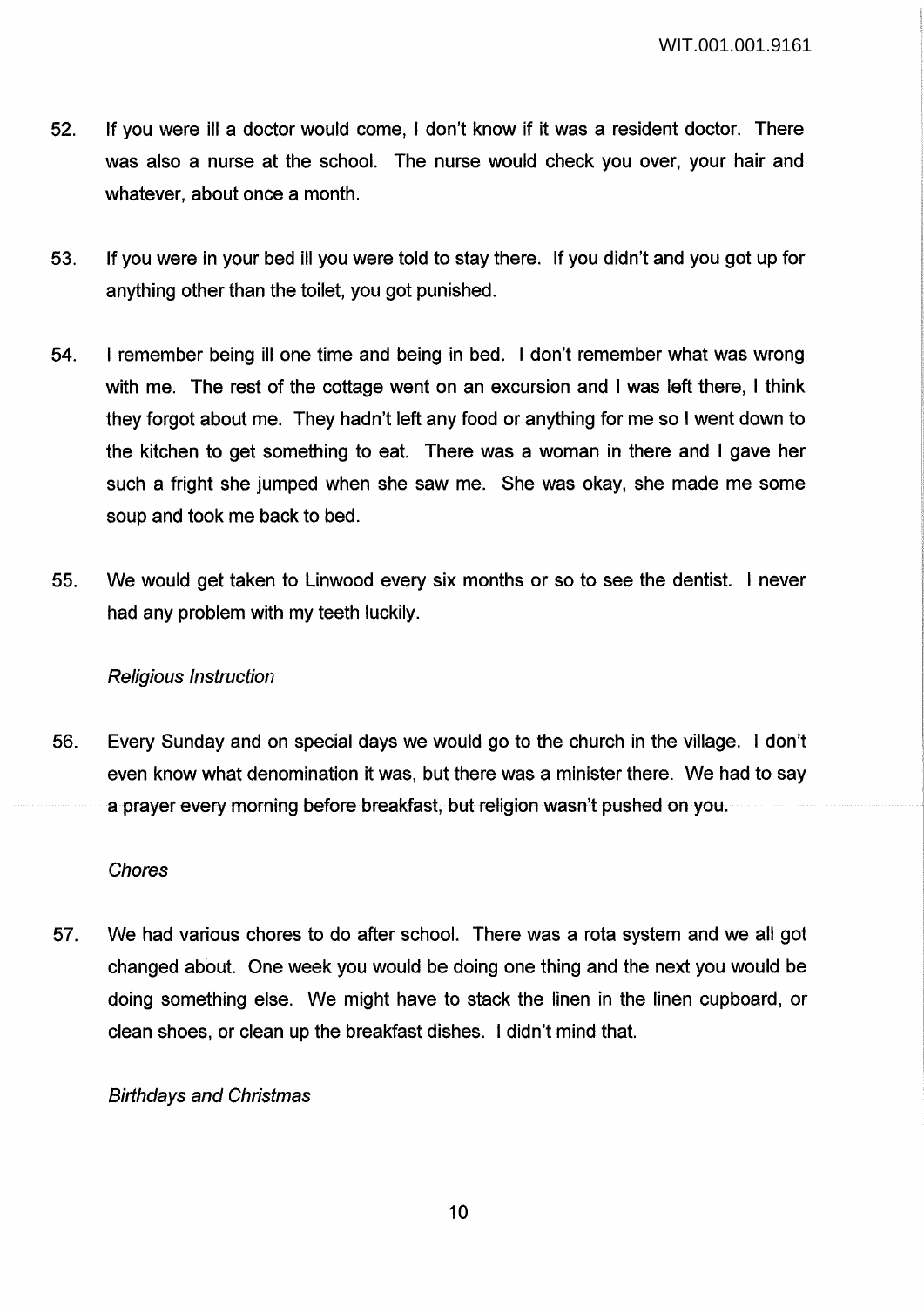52. If you were ill a doctor would come, I don't know if it was a resident doctor. There was also a nurse at the school. The nurse would check you over, your hair and whatever, about once a month.

53. If you were in your bed ill you were told to stay there. If you didn't and you got up for anything other than the toilet, you got punished.

54. I remember being ill one time and being in bed. I don't remember what was wrong with me. The rest of the cottage went on an excursion and I was left there, I think they forgot about me. They hadn't left any food or anything for me so I went down to the kitchen to get something to eat. There was a woman in there and I gave her such a fright she jumped when she saw me. She was okay, she made me some soup and took me back to bed.

55. We would get taken to Linwood every six months or so to see the dentist. I never had any problem with my teeth luckily.

*Religious Instruction*

56. Every Sunday and on special days we would go to the church in the village. I don't even know what denomination it was, but there was a minister there. We had to say a prayer every morning before breakfast, but religion wasn't pushed on you.

*Chores*

57. We had various chores to do after school. There was a rota system and we all got changed about. One week you would be doing one thing and the next you would be doing something else. We might have to stack the linen in the linen cupboard, or clean shoes, or clean up the breakfast dishes. I didn't mind that.

*Birthdays and Christmas*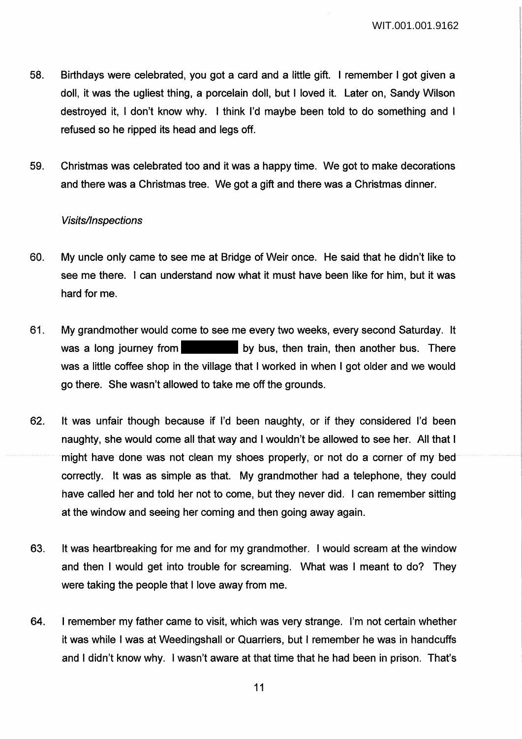58. Birthdays were celebrated, you got a card and a little gift. I remember I got given a doll, it was the ugliest thing, a porcelain doll, but I loved it. Later on, Sandy Wilson destroyed it, I don't know why. I think I'd maybe been told to do something and I refused so he ripped its head and legs off.

59. Christmas was celebrated too and it was a happy time. We got to make decorations and there was a Christmas tree. We got a gift and there was a Christmas dinner.

*Visits/Inspections*

60. My uncle only came to see me at Bridge of Weir once. He said that he didn't like to see me there. I can understand now what it must have been like for him, but it was hard for me.

61. My grandmother would come to see me every two weeks, every second Saturday. It was a long journey from [redacted] by bus, then train, then another bus. There was a little coffee shop in the village that I worked in when I got older and we would go there. She wasn't allowed to take me off the grounds.

62. It was unfair though because if I'd been naughty, or if they considered I'd been naughty, she would come all that way and I wouldn't be allowed to see her. All that I might have done was not clean my shoes properly, or not do a corner of my bed correctly. It was as simple as that. My grandmother had a telephone, they could have called her and told her not to come, but they never did. I can remember sitting at the window and seeing her coming and then going away again.

63. It was heartbreaking for me and for my grandmother. I would scream at the window and then I would get into trouble for screaming. What was I meant to do? They were taking the people that I love away from me.

64. I remember my father came to visit, which was very strange. I'm not certain whether it was while I was at Weedingshall or Quarriers, but I remember he was in handcuffs and I didn't know why. I wasn't aware at that time that he had been in prison. That's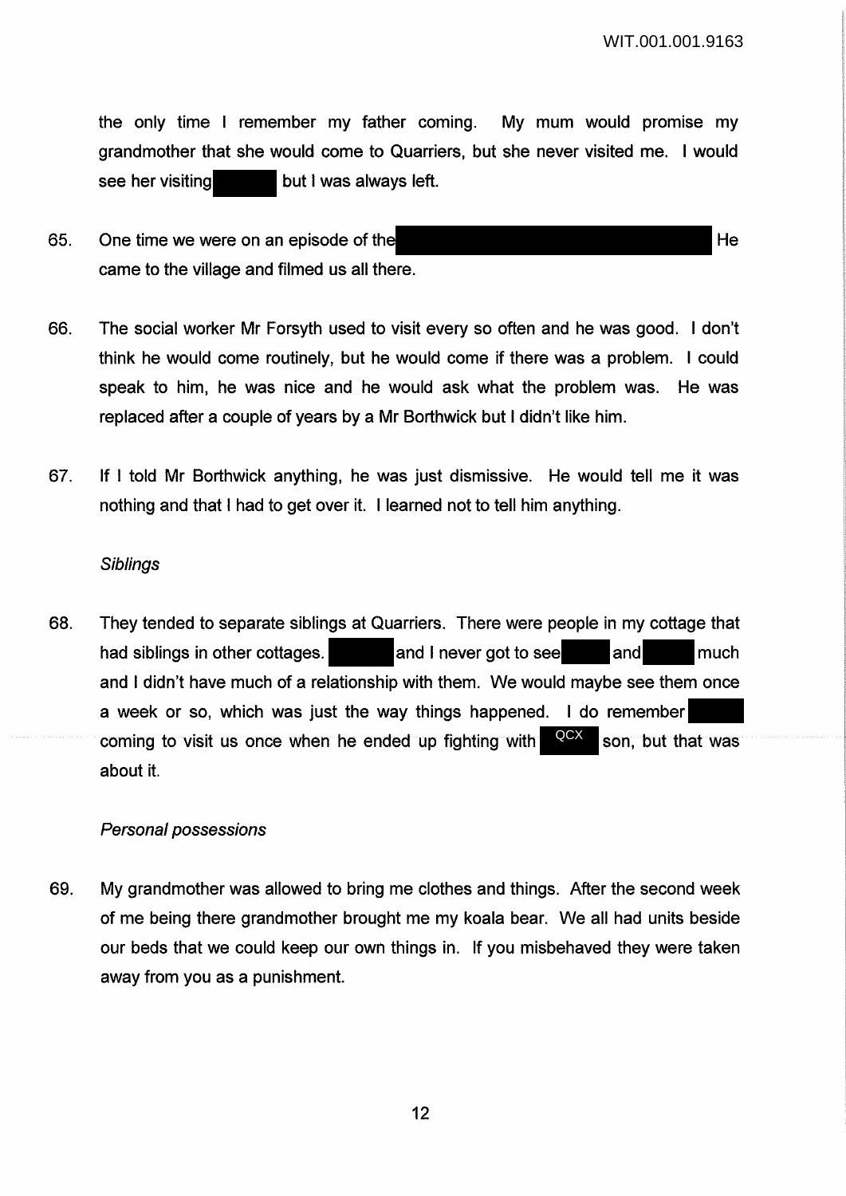the only time I remember my father coming. My mum would promise my grandmother that she would come to Quarriers, but she never visited me. I would see her visiting [redacted] but I was always left.

65. One time we were on an episode of the [redacted] He came to the village and filmed us all there.

66. The social worker Mr Forsyth used to visit every so often and he was good. I don't think he would come routinely, but he would come if there was a problem. I could speak to him, he was nice and he would ask what the problem was. He was replaced after a couple of years by a Mr Borthwick but I didn't like him.

67. If I told Mr Borthwick anything, he was just dismissive. He would tell me it was nothing and that I had to get over it. I learned not to tell him anything.

*Siblings*

68. They tended to separate siblings at Quarriers. There were people in my cottage that had siblings in other cottages. [redacted] and I never got to see [redacted] and [redacted] much and I didn't have much of a relationship with them. We would maybe see them once a week or so, which was just the way things happened. I do remember [redacted] coming to visit us once when he ended up fighting with QCX son, but that was about it.

*Personal possessions*

69. My grandmother was allowed to bring me clothes and things. After the second week of me being there grandmother brought me my koala bear. We all had units beside our beds that we could keep our own things in. If you misbehaved they were taken away from you as a punishment.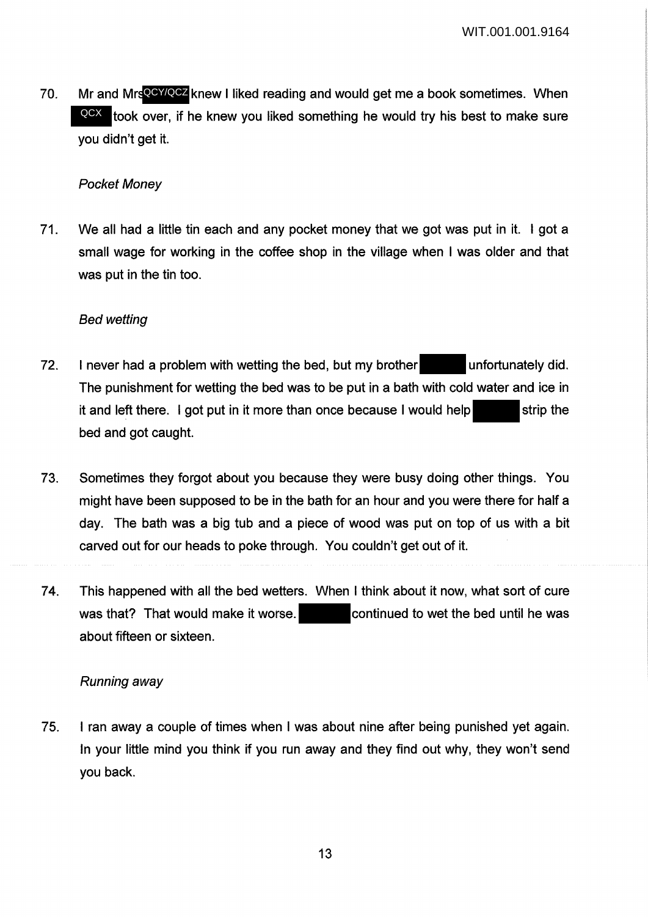70. Mr and Mrs QCY/QCZ knew I liked reading and would get me a book sometimes. When QCX took over, if he knew you liked something he would try his best to make sure you didn't get it.

*Pocket Money*

71. We all had a little tin each and any pocket money that we got was put in it. I got a small wage for working in the coffee shop in the village when I was older and that was put in the tin too.

*Bed wetting*

72. I never had a problem with wetting the bed, but my brother unfortunately did. The punishment for wetting the bed was to be put in a bath with cold water and ice in it and left there. I got put in it more than once because I would help strip the bed and got caught.

73. Sometimes they forgot about you because they were busy doing other things. You might have been supposed to be in the bath for an hour and you were there for half a day. The bath was a big tub and a piece of wood was put on top of us with a bit carved out for our heads to poke through. You couldn't get out of it.

74. This happened with all the bed wetters. When I think about it now, what sort of cure was that? That would make it worse. continued to wet the bed until he was about fifteen or sixteen.

*Running away*

75. I ran away a couple of times when I was about nine after being punished yet again. In your little mind you think if you run away and they find out why, they won't send you back.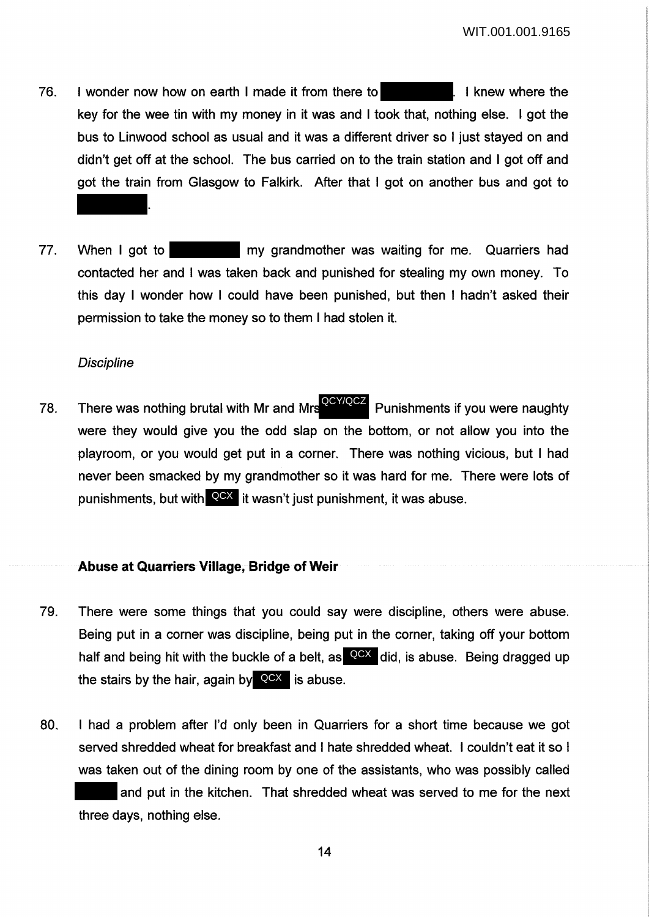76. I wonder now how on earth I made it from there to [REDACTED]. I knew where the key for the wee tin with my money in it was and I took that, nothing else. I got the bus to Linwood school as usual and it was a different driver so I just stayed on and didn't get off at the school. The bus carried on to the train station and I got off and got the train from Glasgow to Falkirk. After that I got on another bus and got to [REDACTED].

77. When I got to [REDACTED] my grandmother was waiting for me. Quarriers had contacted her and I was taken back and punished for stealing my own money. To this day I wonder how I could have been punished, but then I hadn't asked their permission to take the money so to them I had stolen it.

*Discipline*

78. There was nothing brutal with Mr and Mrs QCY/QCZ Punishments if you were naughty were they would give you the odd slap on the bottom, or not allow you into the playroom, or you would get put in a corner. There was nothing vicious, but I had never been smacked by my grandmother so it was hard for me. There were lots of punishments, but with QCX it wasn't just punishment, it was abuse.

**Abuse at Quarriers Village, Bridge of Weir**

79. There were some things that you could say were discipline, others were abuse. Being put in a corner was discipline, being put in the corner, taking off your bottom half and being hit with the buckle of a belt, as QCX did, is abuse. Being dragged up the stairs by the hair, again by QCX is abuse.

80. I had a problem after I'd only been in Quarriers for a short time because we got served shredded wheat for breakfast and I hate shredded wheat. I couldn't eat it so I was taken out of the dining room by one of the assistants, who was possibly called [REDACTED] and put in the kitchen. That shredded wheat was served to me for the next three days, nothing else.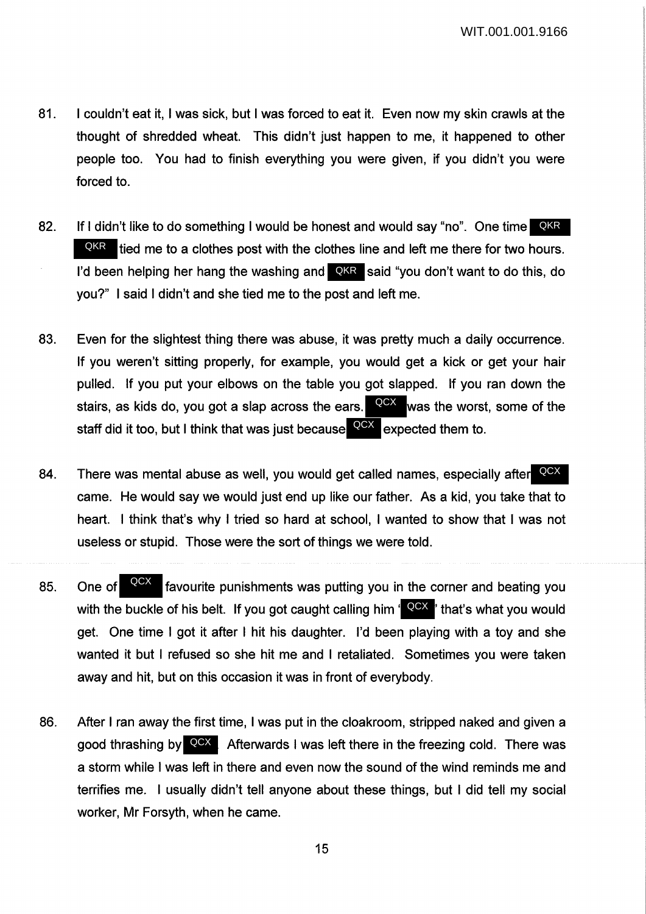81. I couldn't eat it, I was sick, but I was forced to eat it. Even now my skin crawls at the thought of shredded wheat. This didn't just happen to me, it happened to other people too. You had to finish everything you were given, if you didn't you were forced to.

82. If I didn't like to do something I would be honest and would say "no". One time QKR QKR tied me to a clothes post with the clothes line and left me there for two hours. I'd been helping her hang the washing and QKR said "you don't want to do this, do you?" I said I didn't and she tied me to the post and left me.

83. Even for the slightest thing there was abuse, it was pretty much a daily occurrence. If you weren't sitting properly, for example, you would get a kick or get your hair pulled. If you put your elbows on the table you got slapped. If you ran down the stairs, as kids do, you got a slap across the ears. QCX was the worst, some of the staff did it too, but I think that was just because QCX expected them to.

84. There was mental abuse as well, you would get called names, especially after QCX came. He would say we would just end up like our father. As a kid, you take that to heart. I think that's why I tried so hard at school, I wanted to show that I was not useless or stupid. Those were the sort of things we were told.

85. One of QCX favourite punishments was putting you in the corner and beating you with the buckle of his belt. If you got caught calling him 'QCX' that's what you would get. One time I got it after I hit his daughter. I'd been playing with a toy and she wanted it but I refused so she hit me and I retaliated. Sometimes you were taken away and hit, but on this occasion it was in front of everybody.

86. After I ran away the first time, I was put in the cloakroom, stripped naked and given a good thrashing by QCX. Afterwards I was left there in the freezing cold. There was a storm while I was left in there and even now the sound of the wind reminds me and terrifies me. I usually didn't tell anyone about these things, but I did tell my social worker, Mr Forsyth, when he came.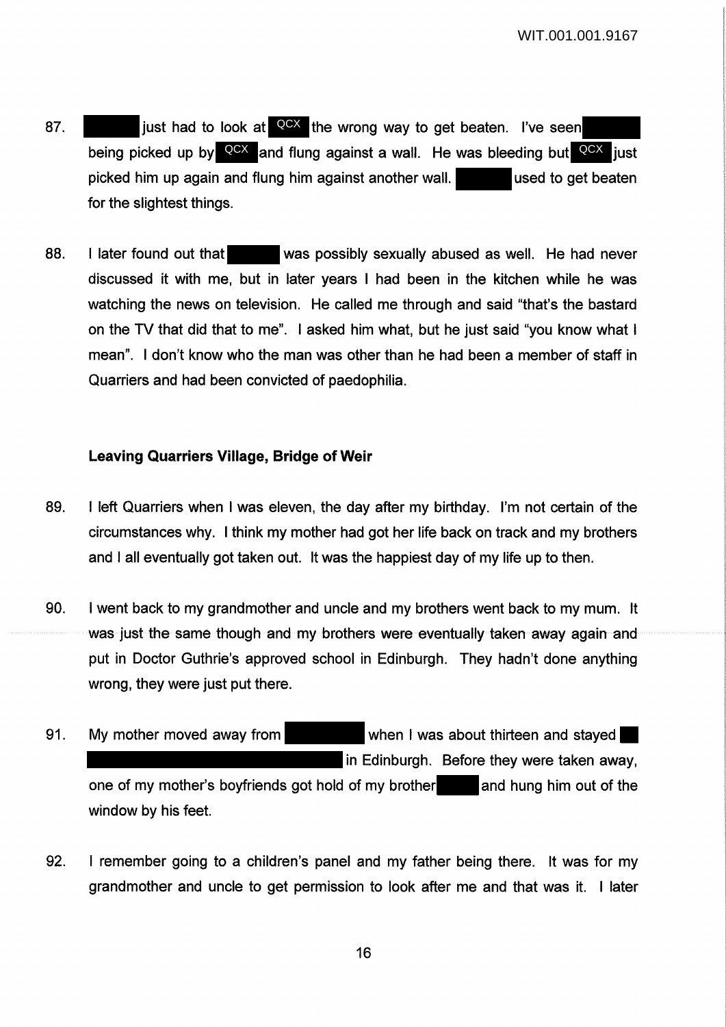87. [REDACTED] just had to look at QCX the wrong way to get beaten. I've seen [REDACTED] being picked up by QCX and flung against a wall. He was bleeding but QCX just picked him up again and flung him against another wall. [REDACTED] used to get beaten for the slightest things.

88. I later found out that [REDACTED] was possibly sexually abused as well. He had never discussed it with me, but in later years I had been in the kitchen while he was watching the news on television. He called me through and said "that's the bastard on the TV that did that to me". I asked him what, but he just said "you know what I mean". I don't know who the man was other than he had been a member of staff in Quarriers and had been convicted of paedophilia.

### Leaving Quarriers Village, Bridge of Weir

89. I left Quarriers when I was eleven, the day after my birthday. I'm not certain of the circumstances why. I think my mother had got her life back on track and my brothers and I all eventually got taken out. It was the happiest day of my life up to then.

90. I went back to my grandmother and uncle and my brothers went back to my mum. It was just the same though and my brothers were eventually taken away again and put in Doctor Guthrie's approved school in Edinburgh. They hadn't done anything wrong, they were just put there.

91. My mother moved away from [REDACTED] when I was about thirteen and stayed [REDACTED] in Edinburgh. Before they were taken away, one of my mother's boyfriends got hold of my brother [REDACTED] and hung him out of the window by his feet.

92. I remember going to a children's panel and my father being there. It was for my grandmother and uncle to get permission to look after me and that was it. I later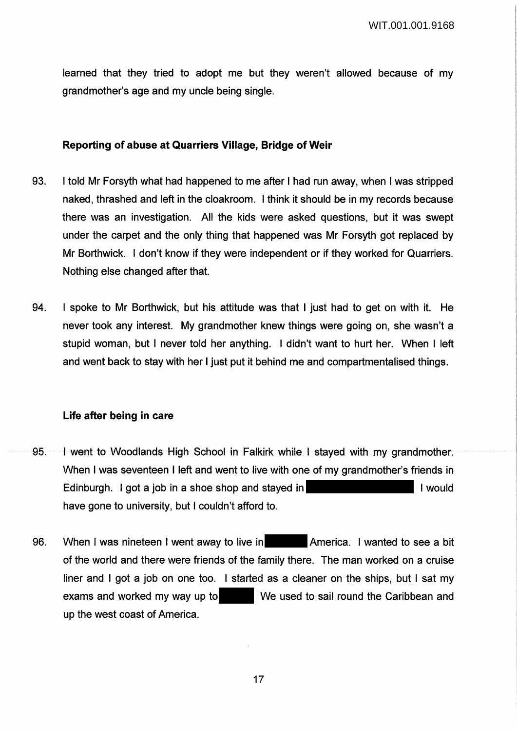learned that they tried to adopt me but they weren't allowed because of my grandmother's age and my uncle being single.

### Reporting of abuse at Quarriers Village, Bridge of Weir

93. I told Mr Forsyth what had happened to me after I had run away, when I was stripped naked, thrashed and left in the cloakroom. I think it should be in my records because there was an investigation. All the kids were asked questions, but it was swept under the carpet and the only thing that happened was Mr Forsyth got replaced by Mr Borthwick. I don't know if they were independent or if they worked for Quarriers. Nothing else changed after that.

94. I spoke to Mr Borthwick, but his attitude was that I just had to get on with it. He never took any interest. My grandmother knew things were going on, she wasn't a stupid woman, but I never told her anything. I didn't want to hurt her. When I left and went back to stay with her I just put it behind me and compartmentalised things.

### Life after being in care

95. I went to Woodlands High School in Falkirk while I stayed with my grandmother. When I was seventeen I left and went to live with one of my grandmother's friends in Edinburgh. I got a job in a shoe shop and stayed in ██████████ I would have gone to university, but I couldn't afford to.

96. When I was nineteen I went away to live in ██████ America. I wanted to see a bit of the world and there were friends of the family there. The man worked on a cruise liner and I got a job on one too. I started as a cleaner on the ships, but I sat my exams and worked my way up to █████ We used to sail round the Caribbean and up the west coast of America.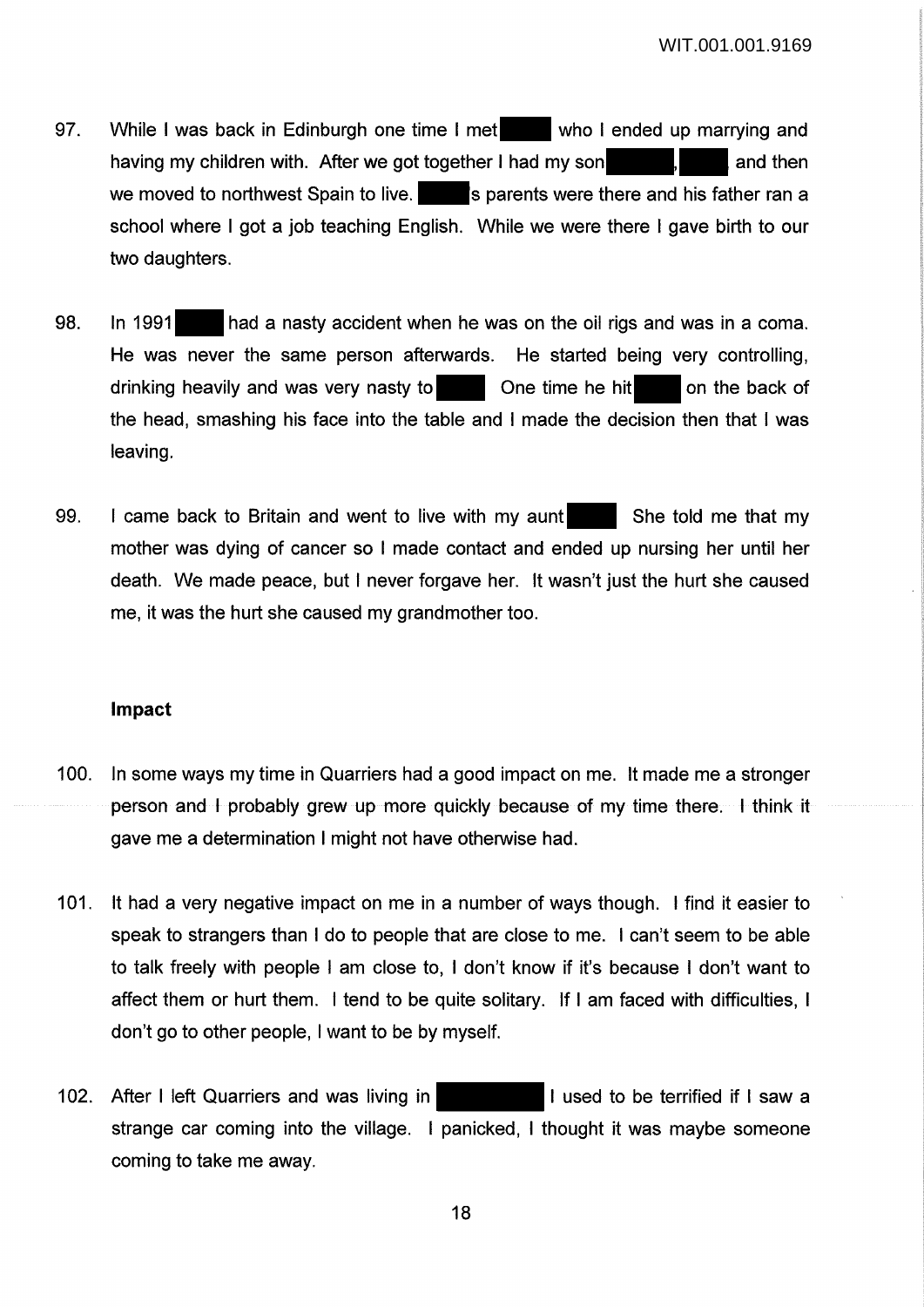97. While I was back in Edinburgh one time I met ██████ who I ended up marrying and having my children with. After we got together I had my son ██████, ██████ and then we moved to northwest Spain to live. ██████s parents were there and his father ran a school where I got a job teaching English. While we were there I gave birth to our two daughters.

98. In 1991 ██████ had a nasty accident when he was on the oil rigs and was in a coma. He was never the same person afterwards. He started being very controlling, drinking heavily and was very nasty to ██████ One time he hit ██████ on the back of the head, smashing his face into the table and I made the decision then that I was leaving.

99. I came back to Britain and went to live with my aunt ██████ She told me that my mother was dying of cancer so I made contact and ended up nursing her until her death. We made peace, but I never forgave her. It wasn't just the hurt she caused me, it was the hurt she caused my grandmother too.

**Impact**

100. In some ways my time in Quarriers had a good impact on me. It made me a stronger person and I probably grew up more quickly because of my time there. I think it gave me a determination I might not have otherwise had.

101. It had a very negative impact on me in a number of ways though. I find it easier to speak to strangers than I do to people that are close to me. I can't seem to be able to talk freely with people I am close to, I don't know if it's because I don't want to affect them or hurt them. I tend to be quite solitary. If I am faced with difficulties, I don't go to other people, I want to be by myself.

102. After I left Quarriers and was living in ██████ I used to be terrified if I saw a strange car coming into the village. I panicked, I thought it was maybe someone coming to take me away.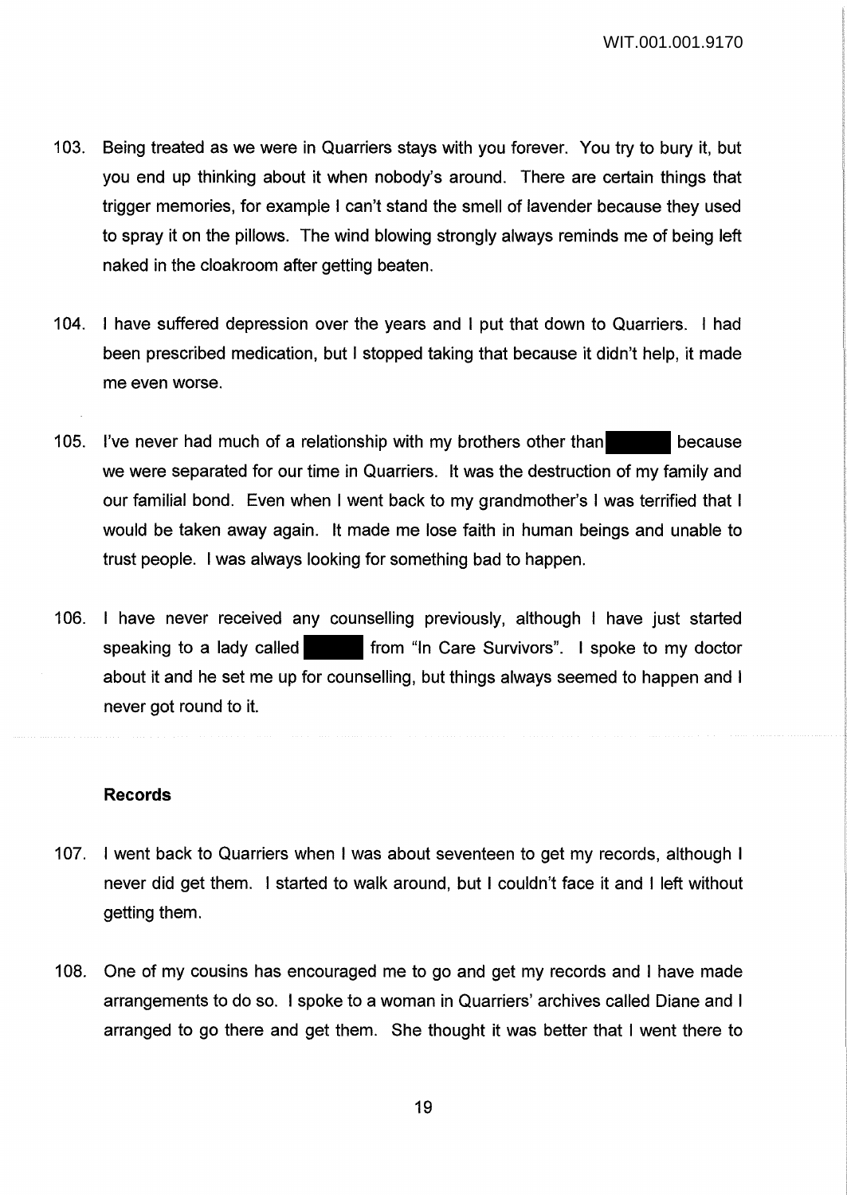103. Being treated as we were in Quarriers stays with you forever. You try to bury it, but you end up thinking about it when nobody's around. There are certain things that trigger memories, for example I can't stand the smell of lavender because they used to spray it on the pillows. The wind blowing strongly always reminds me of being left naked in the cloakroom after getting beaten.

104. I have suffered depression over the years and I put that down to Quarriers. I had been prescribed medication, but I stopped taking that because it didn't help, it made me even worse.

105. I've never had much of a relationship with my brothers other than ██████ because we were separated for our time in Quarriers. It was the destruction of my family and our familial bond. Even when I went back to my grandmother's I was terrified that I would be taken away again. It made me lose faith in human beings and unable to trust people. I was always looking for something bad to happen.

106. I have never received any counselling previously, although I have just started speaking to a lady called ██████ from "In Care Survivors". I spoke to my doctor about it and he set me up for counselling, but things always seemed to happen and I never got round to it.

### Records

107. I went back to Quarriers when I was about seventeen to get my records, although I never did get them. I started to walk around, but I couldn't face it and I left without getting them.

108. One of my cousins has encouraged me to go and get my records and I have made arrangements to do so. I spoke to a woman in Quarriers' archives called Diane and I arranged to go there and get them. She thought it was better that I went there to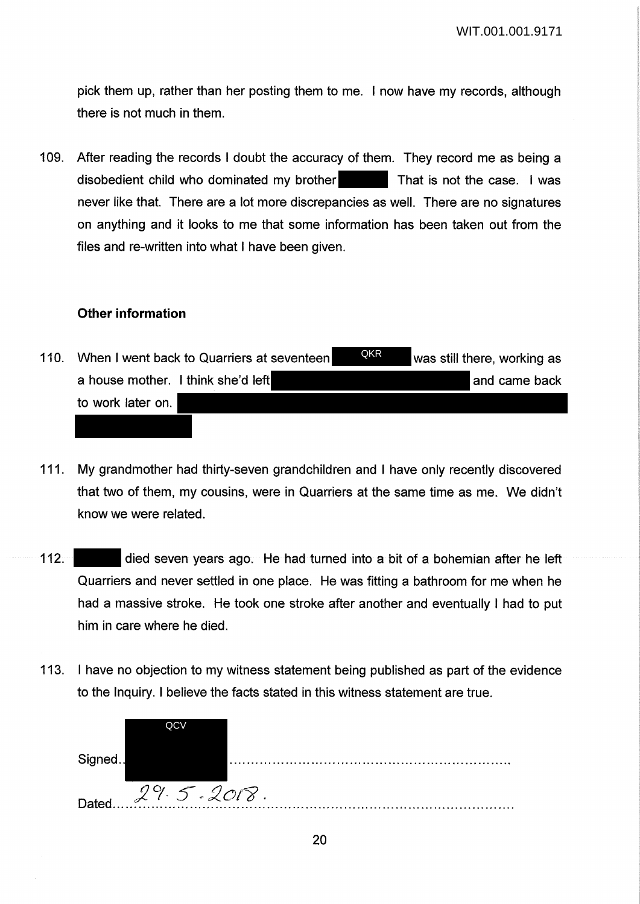pick them up, rather than her posting them to me. I now have my records, although there is not much in them.

109. After reading the records I doubt the accuracy of them. They record me as being a disobedient child who dominated my brother ██████ That is not the case. I was never like that. There are a lot more discrepancies as well. There are no signatures on anything and it looks to me that some information has been taken out from the files and re-written into what I have been given.

### Other information

110. When I went back to Quarriers at seventeen QKR was still there, working as a house mother. I think she'd left ██████ and came back to work later on. ██████

111. My grandmother had thirty-seven grandchildren and I have only recently discovered that two of them, my cousins, were in Quarriers at the same time as me. We didn't know we were related.

112. ██████ died seven years ago. He had turned into a bit of a bohemian after he left Quarriers and never settled in one place. He was fitting a bathroom for me when he had a massive stroke. He took one stroke after another and eventually I had to put him in care where he died.

113. I have no objection to my witness statement being published as part of the evidence to the Inquiry. I believe the facts stated in this witness statement are true.

Signed. QCV ..............................................................

Dated....29. 5 - 2018. ..............................................................